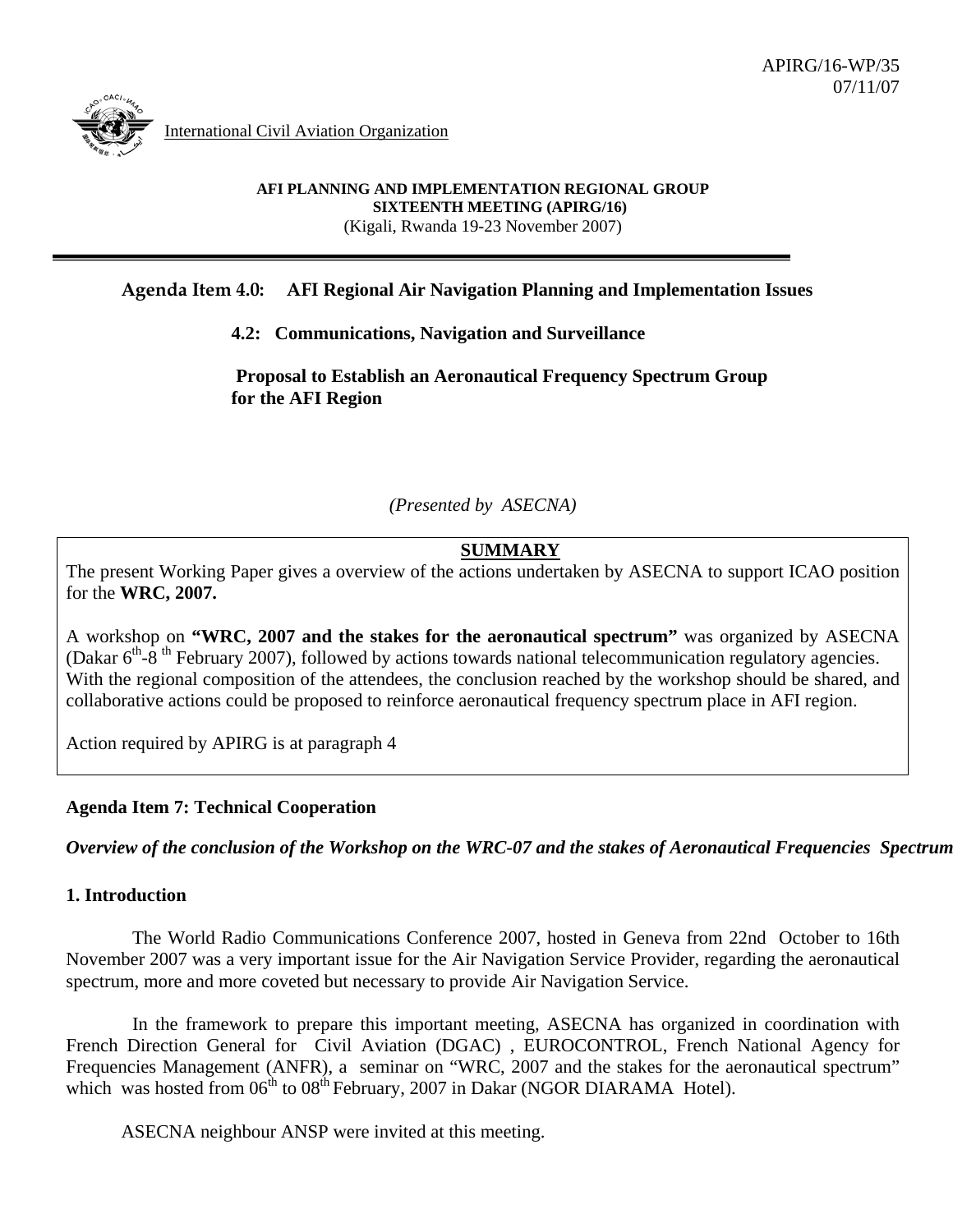APIRG/16-WP/35
07/11/07

International Civil Aviation Organization

**AFI PLANNING AND IMPLEMENTATION REGIONAL GROUP**
**SIXTEENTH MEETING (APIRG/16)**
(Kigali, Rwanda 19-23 November 2007)

**Agenda Item 4.0: AFI Regional Air Navigation Planning and Implementation Issues**

**4.2: Communications, Navigation and Surveillance**

**Proposal to Establish an Aeronautical Frequency Spectrum Group for the AFI Region**

*(Presented by ASECNA)*

**SUMMARY**

The present Working Paper gives a overview of the actions undertaken by ASECNA to support ICAO position for the **WRC, 2007.**

A workshop on **"WRC, 2007 and the stakes for the aeronautical spectrum"** was organized by ASECNA (Dakar 6th-8th February 2007), followed by actions towards national telecommunication regulatory agencies. With the regional composition of the attendees, the conclusion reached by the workshop should be shared, and collaborative actions could be proposed to reinforce aeronautical frequency spectrum place in AFI region.

Action required by APIRG is at paragraph 4

**Agenda Item 7: Technical Cooperation**

***Overview of the conclusion of the Workshop on the WRC-07 and the stakes of Aeronautical Frequencies Spectrum***

## 1. Introduction

The World Radio Communications Conference 2007, hosted in Geneva from 22nd October to 16th November 2007 was a very important issue for the Air Navigation Service Provider, regarding the aeronautical spectrum, more and more coveted but necessary to provide Air Navigation Service.

In the framework to prepare this important meeting, ASECNA has organized in coordination with French Direction General for Civil Aviation (DGAC) , EUROCONTROL, French National Agency for Frequencies Management (ANFR), a seminar on "WRC, 2007 and the stakes for the aeronautical spectrum" which was hosted from 06th to 08th February, 2007 in Dakar (NGOR DIARAMA Hotel).

ASECNA neighbour ANSP were invited at this meeting.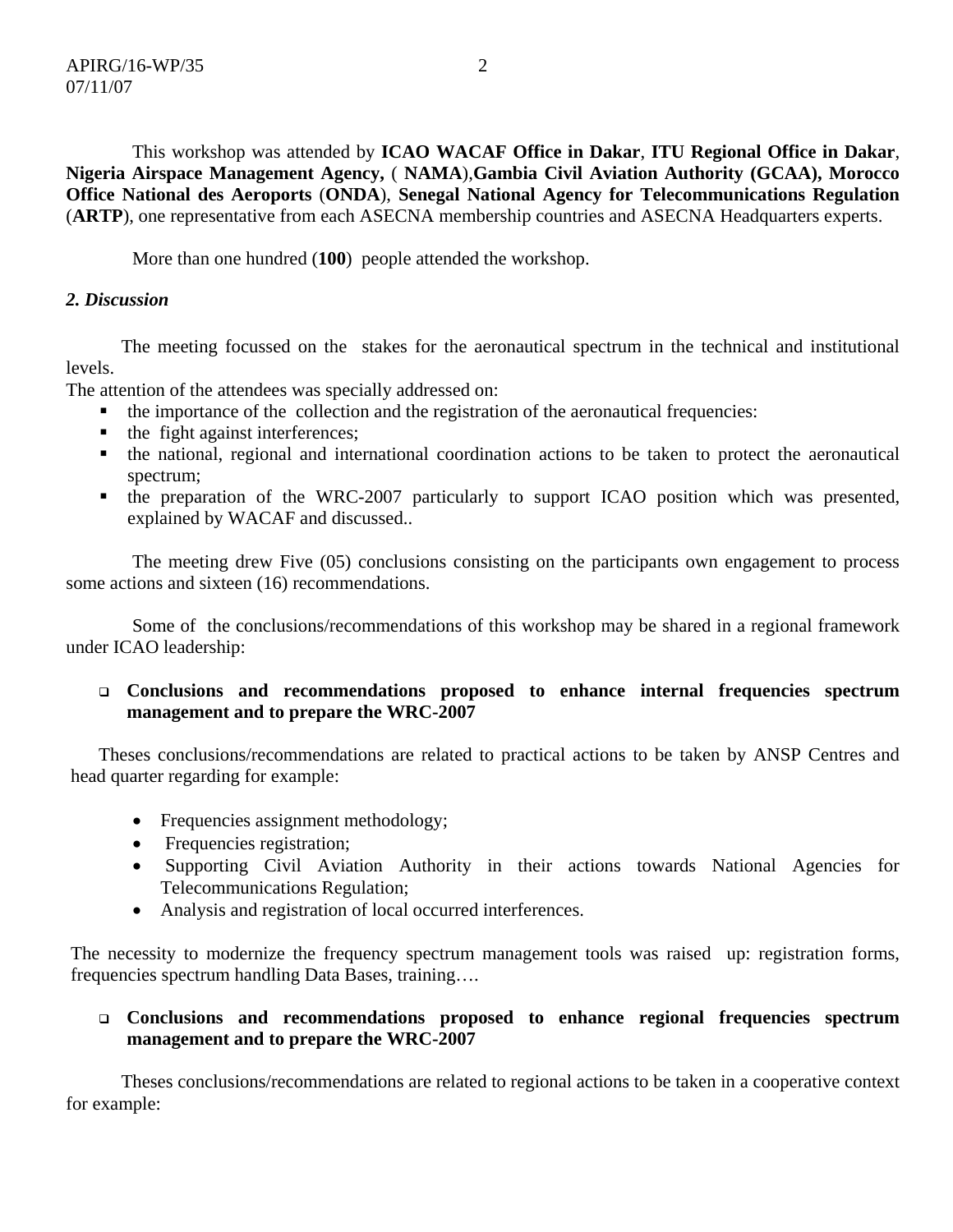This workshop was attended by **ICAO WACAF Office in Dakar**, **ITU Regional Office in Dakar**, **Nigeria Airspace Management Agency,** ( **NAMA**),**Gambia Civil Aviation Authority (GCAA), Morocco Office National des Aeroports** (**ONDA**), **Senegal National Agency for Telecommunications Regulation** (**ARTP**), one representative from each ASECNA membership countries and ASECNA Headquarters experts.

More than one hundred (**100**) people attended the workshop.

### *2. Discussion*

The meeting focussed on the stakes for the aeronautical spectrum in the technical and institutional levels.
The attention of the attendees was specially addressed on:

- the importance of the collection and the registration of the aeronautical frequencies:
- the fight against interferences;
- the national, regional and international coordination actions to be taken to protect the aeronautical spectrum;
- the preparation of the WRC-2007 particularly to support ICAO position which was presented, explained by WACAF and discussed..

The meeting drew Five (05) conclusions consisting on the participants own engagement to process some actions and sixteen (16) recommendations.

Some of the conclusions/recommendations of this workshop may be shared in a regional framework under ICAO leadership:

- **Conclusions and recommendations proposed to enhance internal frequencies spectrum management and to prepare the WRC-2007**

Theses conclusions/recommendations are related to practical actions to be taken by ANSP Centres and head quarter regarding for example:

- Frequencies assignment methodology;
- Frequencies registration;
- Supporting Civil Aviation Authority in their actions towards National Agencies for Telecommunications Regulation;
- Analysis and registration of local occurred interferences.

The necessity to modernize the frequency spectrum management tools was raised up: registration forms, frequencies spectrum handling Data Bases, training….

- **Conclusions and recommendations proposed to enhance regional frequencies spectrum management and to prepare the WRC-2007**

Theses conclusions/recommendations are related to regional actions to be taken in a cooperative context for example: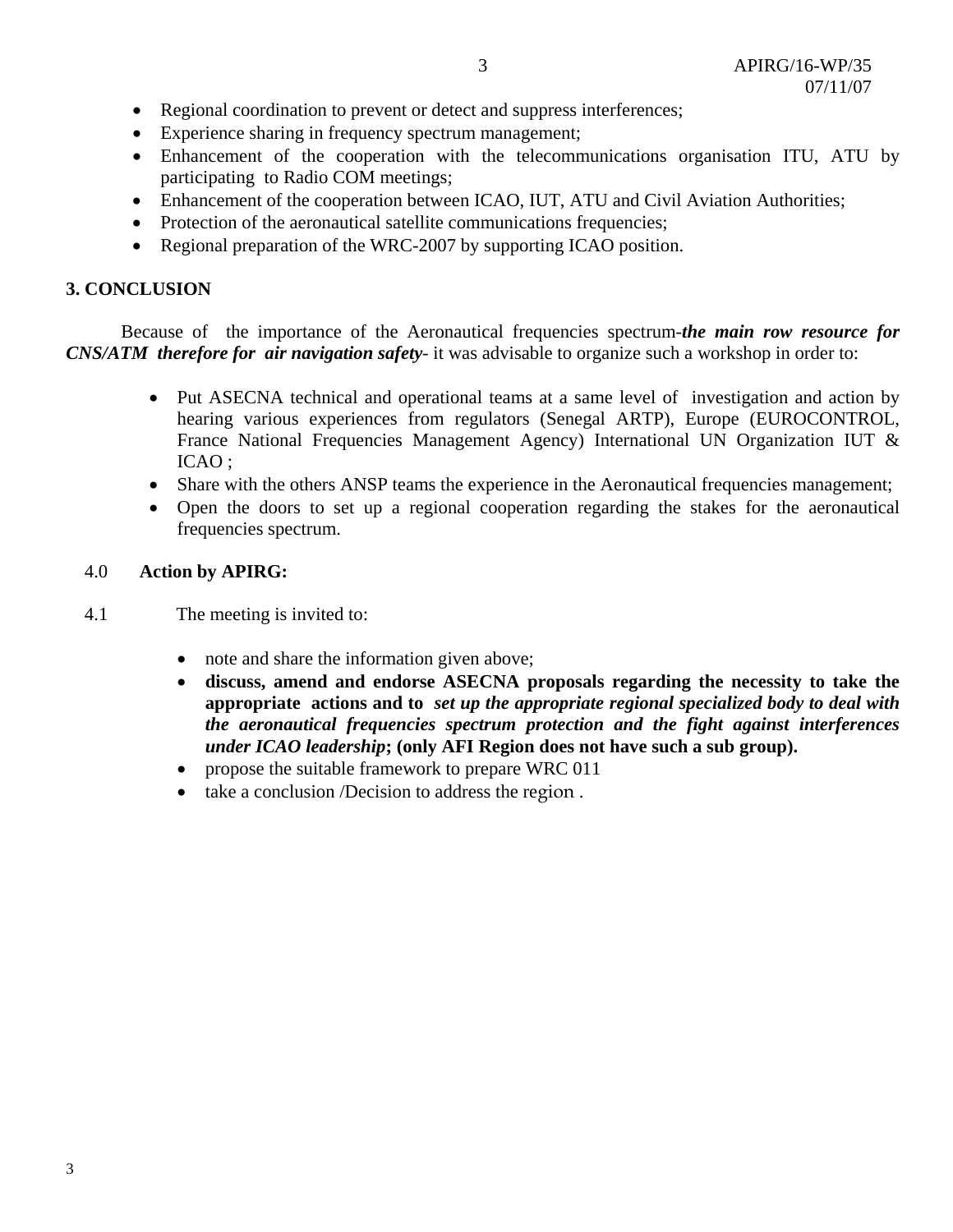- Regional coordination to prevent or detect and suppress interferences;
- Experience sharing in frequency spectrum management;
- Enhancement of the cooperation with the telecommunications organisation ITU, ATU by participating to Radio COM meetings;
- Enhancement of the cooperation between ICAO, IUT, ATU and Civil Aviation Authorities;
- Protection of the aeronautical satellite communications frequencies;
- Regional preparation of the WRC-2007 by supporting ICAO position.

## 3. CONCLUSION

Because of the importance of the Aeronautical frequencies spectrum-***the main row resource for CNS/ATM therefore for air navigation safety***- it was advisable to organize such a workshop in order to:

- Put ASECNA technical and operational teams at a same level of investigation and action by hearing various experiences from regulators (Senegal ARTP), Europe (EUROCONTROL, France National Frequencies Management Agency) International UN Organization IUT & ICAO ;
- Share with the others ANSP teams the experience in the Aeronautical frequencies management;
- Open the doors to set up a regional cooperation regarding the stakes for the aeronautical frequencies spectrum.

## 4.0 Action by APIRG:

4.1 The meeting is invited to:

- note and share the information given above;
- **discuss, amend and endorse ASECNA proposals regarding the necessity to take the appropriate actions and to *set up the appropriate regional specialized body to deal with the aeronautical frequencies spectrum protection and the fight against interferences under ICAO leadership*; (only AFI Region does not have such a sub group).**
- propose the suitable framework to prepare WRC 011
- take a conclusion /Decision to address the region .